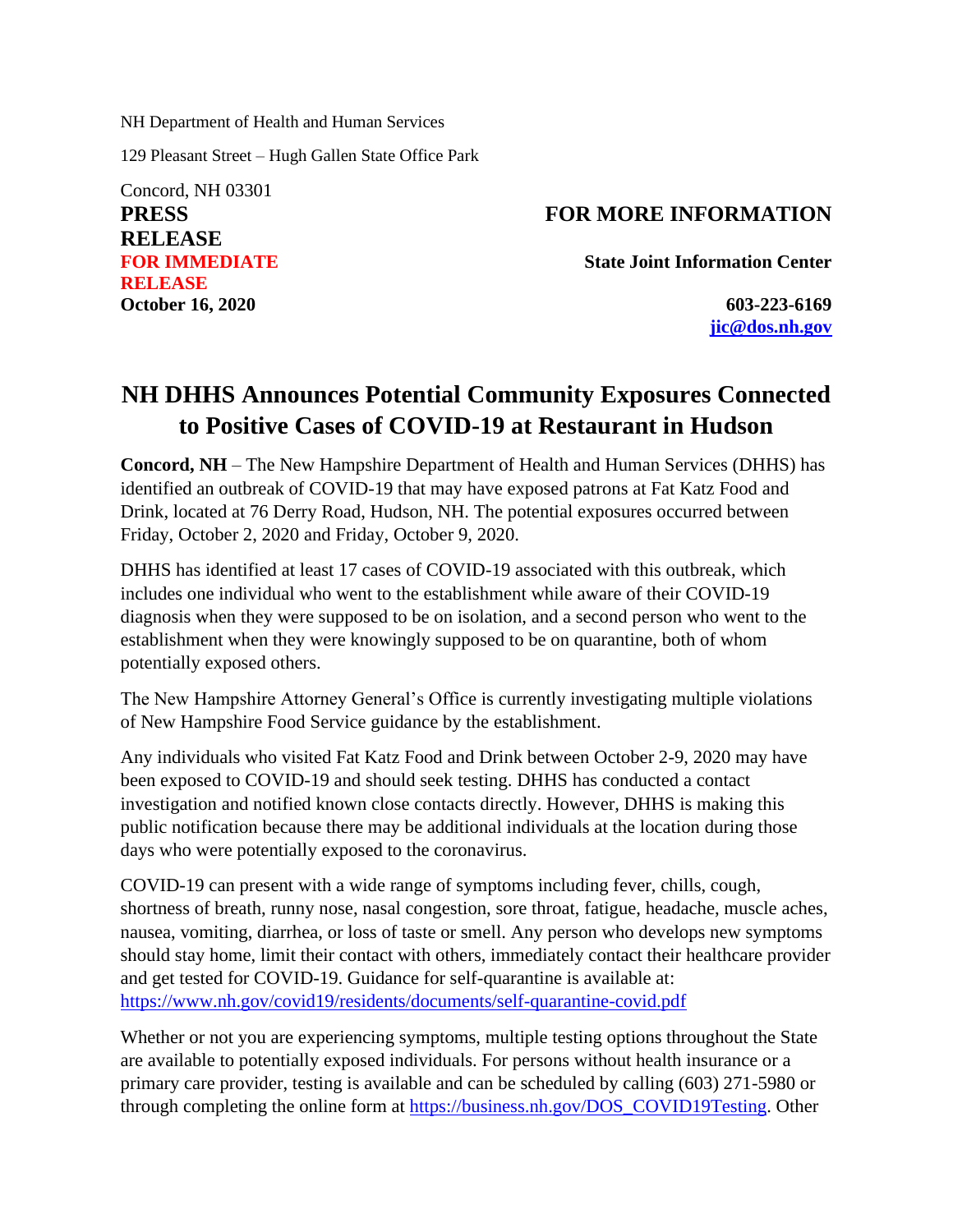NH Department of Health and Human Services

129 Pleasant Street – Hugh Gallen State Office Park

Concord, NH 03301

**PRESS RELEASE**

**FOR IMMEDIATE RELEASE**

**October 16, 2020**

**FOR MORE INFORMATION**

**State Joint Information Center**

**603-223-6169**

**[jic@dos.nh.gov](mailto:jic@dos.nh.gov)**

# NH DHHS Announces Potential Community Exposures Connected to Positive Cases of COVID-19 at Restaurant in Hudson

**Concord, NH** – The New Hampshire Department of Health and Human Services (DHHS) has identified an outbreak of COVID-19 that may have exposed patrons at Fat Katz Food and Drink, located at 76 Derry Road, Hudson, NH. The potential exposures occurred between Friday, October 2, 2020 and Friday, October 9, 2020.

DHHS has identified at least 17 cases of COVID-19 associated with this outbreak, which includes one individual who went to the establishment while aware of their COVID-19 diagnosis when they were supposed to be on isolation, and a second person who went to the establishment when they were knowingly supposed to be on quarantine, both of whom potentially exposed others.

The New Hampshire Attorney General's Office is currently investigating multiple violations of New Hampshire Food Service guidance by the establishment.

Any individuals who visited Fat Katz Food and Drink between October 2-9, 2020 may have been exposed to COVID-19 and should seek testing. DHHS has conducted a contact investigation and notified known close contacts directly. However, DHHS is making this public notification because there may be additional individuals at the location during those days who were potentially exposed to the coronavirus.

COVID-19 can present with a wide range of symptoms including fever, chills, cough, shortness of breath, runny nose, nasal congestion, sore throat, fatigue, headache, muscle aches, nausea, vomiting, diarrhea, or loss of taste or smell. Any person who develops new symptoms should stay home, limit their contact with others, immediately contact their healthcare provider and get tested for COVID-19. Guidance for self-quarantine is available at: https://www.nh.gov/covid19/residents/documents/self-quarantine-covid.pdf

Whether or not you are experiencing symptoms, multiple testing options throughout the State are available to potentially exposed individuals. For persons without health insurance or a primary care provider, testing is available and can be scheduled by calling (603) 271-5980 or through completing the online form at https://business.nh.gov/DOS_COVID19Testing. Other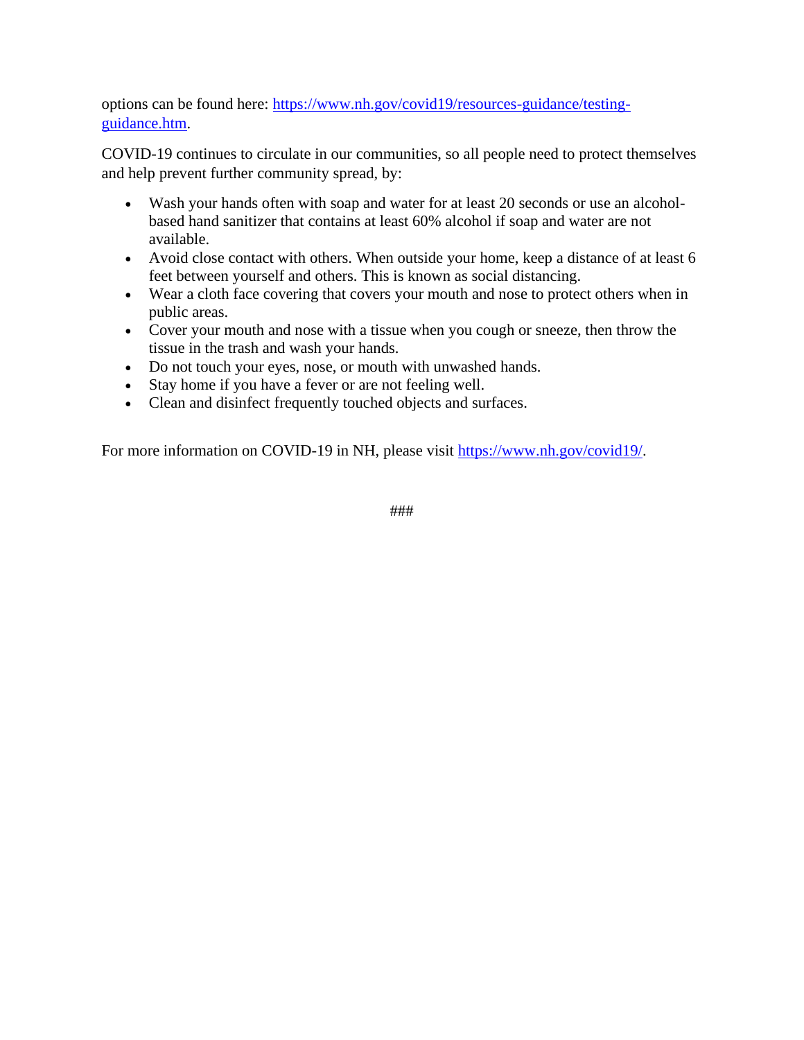options can be found here: https://www.nh.gov/covid19/resources-guidance/testing-guidance.htm.

COVID-19 continues to circulate in our communities, so all people need to protect themselves and help prevent further community spread, by:

- Wash your hands often with soap and water for at least 20 seconds or use an alcohol-based hand sanitizer that contains at least 60% alcohol if soap and water are not available.
- Avoid close contact with others. When outside your home, keep a distance of at least 6 feet between yourself and others. This is known as social distancing.
- Wear a cloth face covering that covers your mouth and nose to protect others when in public areas.
- Cover your mouth and nose with a tissue when you cough or sneeze, then throw the tissue in the trash and wash your hands.
- Do not touch your eyes, nose, or mouth with unwashed hands.
- Stay home if you have a fever or are not feeling well.
- Clean and disinfect frequently touched objects and surfaces.

For more information on COVID-19 in NH, please visit https://www.nh.gov/covid19/.

###